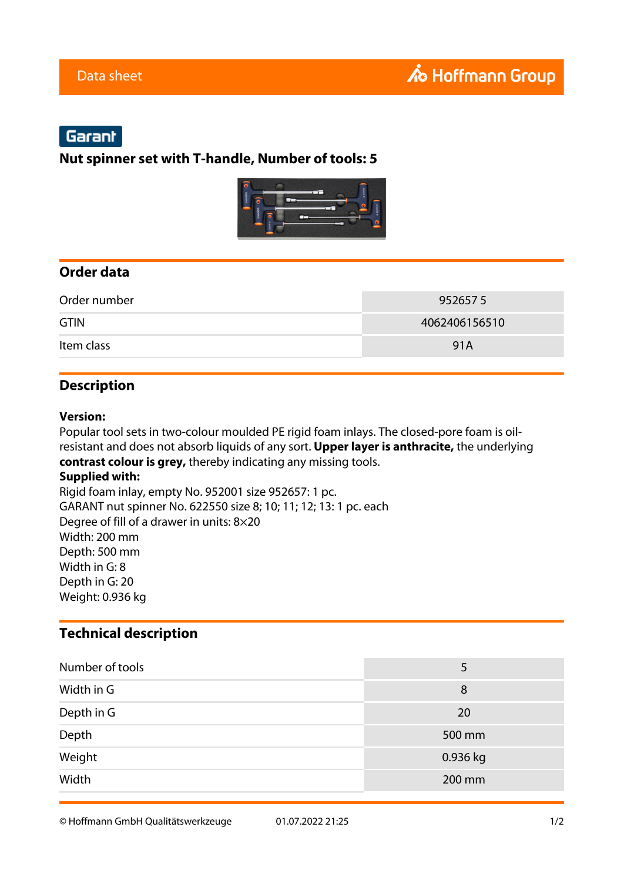Data sheet

Hoffmann Group

Garant

# Nut spinner set with T-handle, Number of tools: 5

## Order data

| | |
|---|---|
| Order number | 952657 5 |
| GTIN | 4062406156510 |
| Item class | 91A |

## Description

**Version:**
Popular tool sets in two-colour moulded PE rigid foam inlays. The closed-pore foam is oil-resistant and does not absorb liquids of any sort. **Upper layer is anthracite,** the underlying **contrast colour is grey,** thereby indicating any missing tools.
**Supplied with:**
Rigid foam inlay, empty No. 952001 size 952657: 1 pc.
GARANT nut spinner No. 622550 size 8; 10; 11; 12; 13: 1 pc. each
Degree of fill of a drawer in units: 8×20
Width: 200 mm
Depth: 500 mm
Width in G: 8
Depth in G: 20
Weight: 0.936 kg

## Technical description

| | |
|---|---|
| Number of tools | 5 |
| Width in G | 8 |
| Depth in G | 20 |
| Depth | 500 mm |
| Weight | 0.936 kg |
| Width | 200 mm |

© Hoffmann GmbH Qualitätswerkzeuge 01.07.2022 21:25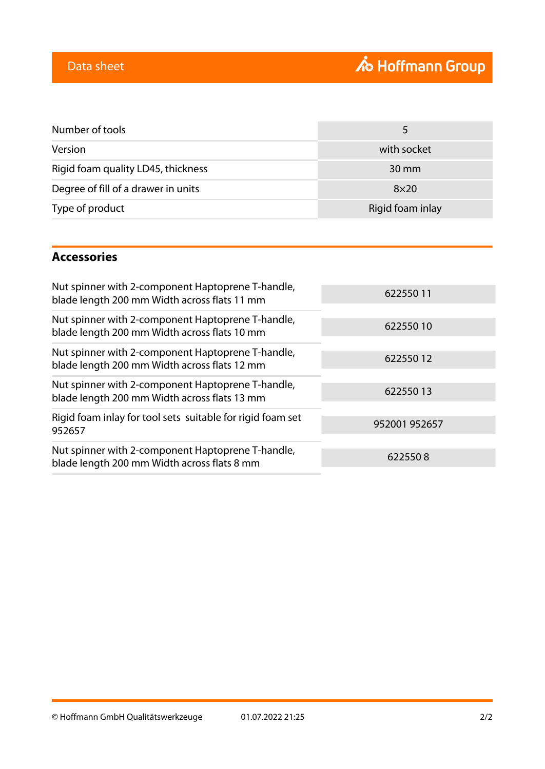| | |
|---|---|
| Number of tools | 5 |
| Version | with socket |
| Rigid foam quality LD45, thickness | 30 mm |
| Degree of fill of a drawer in units | 8×20 |
| Type of product | Rigid foam inlay |

## Accessories

| | |
|---|---|
| Nut spinner with 2-component Haptoprene T-handle, blade length 200 mm Width across flats 11 mm | 622550 11 |
| Nut spinner with 2-component Haptoprene T-handle, blade length 200 mm Width across flats 10 mm | 622550 10 |
| Nut spinner with 2-component Haptoprene T-handle, blade length 200 mm Width across flats 12 mm | 622550 12 |
| Nut spinner with 2-component Haptoprene T-handle, blade length 200 mm Width across flats 13 mm | 622550 13 |
| Rigid foam inlay for tool sets suitable for rigid foam set 952657 | 952001 952657 |
| Nut spinner with 2-component Haptoprene T-handle, blade length 200 mm Width across flats 8 mm | 622550 8 |